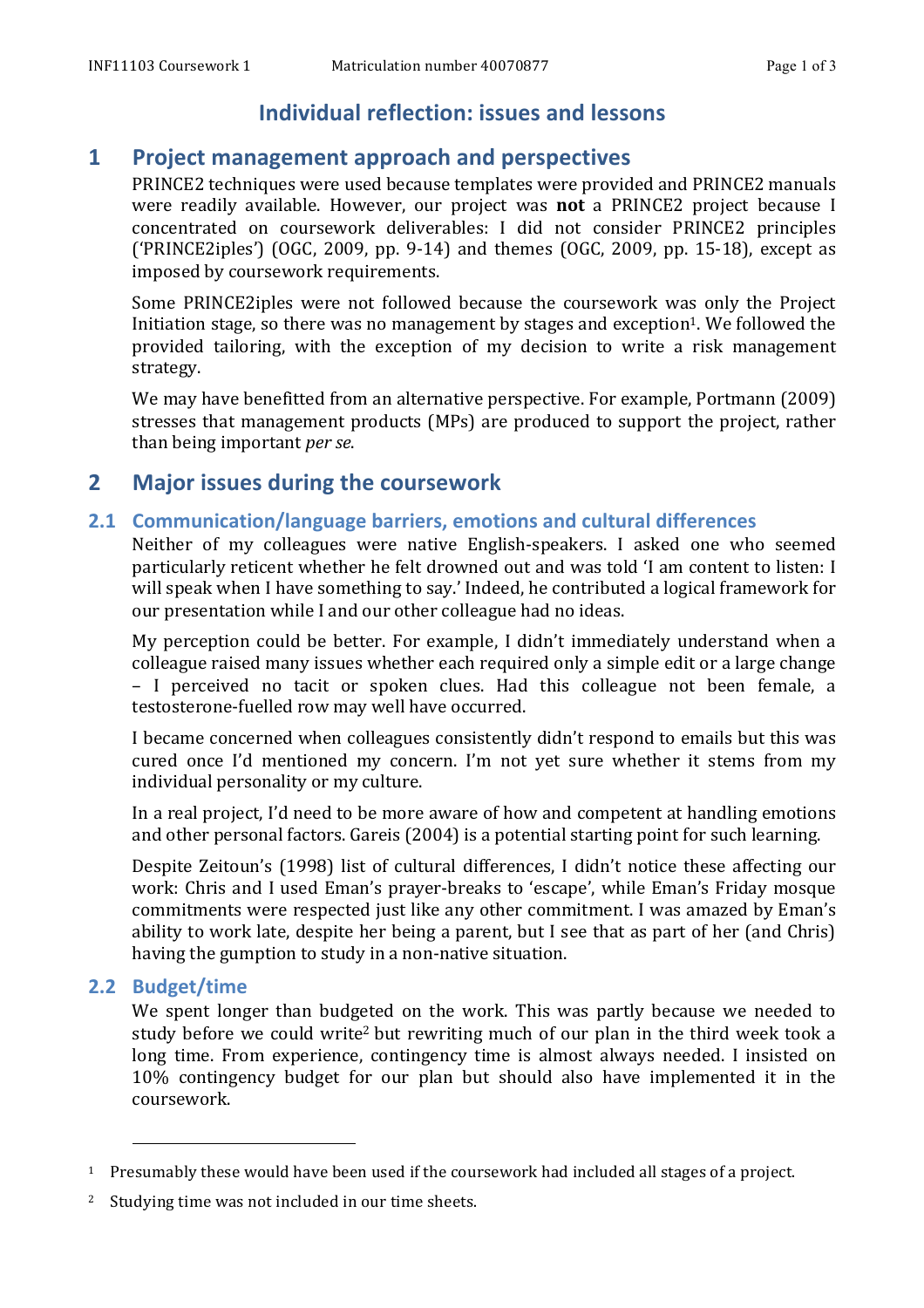# Individual reflection: issues and lessons

## 1 Project management approach and perspectives

PRINCE2 techniques were used because templates were provided and PRINCE2 manuals were readily available. However, our project was **not** a PRINCE2 project because I concentrated on coursework deliverables: I did not consider PRINCE2 principles ('PRINCE2iples') (OGC, 2009, pp. 9-14) and themes (OGC, 2009, pp. 15-18), except as imposed by coursework requirements.

Some PRINCE2iples were not followed because the coursework was only the Project Initiation stage, so there was no management by stages and exception[1]. We followed the provided tailoring, with the exception of my decision to write a risk management strategy.

We may have benefitted from an alternative perspective. For example, Portmann (2009) stresses that management products (MPs) are produced to support the project, rather than being important *per se*.

## 2 Major issues during the coursework

### 2.1 Communication/language barriers, emotions and cultural differences

Neither of my colleagues were native English-speakers. I asked one who seemed particularly reticent whether he felt drowned out and was told 'I am content to listen: I will speak when I have something to say.' Indeed, he contributed a logical framework for our presentation while I and our other colleague had no ideas.

My perception could be better. For example, I didn't immediately understand when a colleague raised many issues whether each required only a simple edit or a large change – I perceived no tacit or spoken clues. Had this colleague not been female, a testosterone-fuelled row may well have occurred.

I became concerned when colleagues consistently didn't respond to emails but this was cured once I'd mentioned my concern. I'm not yet sure whether it stems from my individual personality or my culture.

In a real project, I'd need to be more aware of how and competent at handling emotions and other personal factors. Gareis (2004) is a potential starting point for such learning.

Despite Zeitoun's (1998) list of cultural differences, I didn't notice these affecting our work: Chris and I used Eman's prayer-breaks to 'escape', while Eman's Friday mosque commitments were respected just like any other commitment. I was amazed by Eman's ability to work late, despite her being a parent, but I see that as part of her (and Chris) having the gumption to study in a non-native situation.

### 2.2 Budget/time

We spent longer than budgeted on the work. This was partly because we needed to study before we could write[2] but rewriting much of our plan in the third week took a long time. From experience, contingency time is almost always needed. I insisted on 10% contingency budget for our plan but should also have implemented it in the coursework.

---

[1] Presumably these would have been used if the coursework had included all stages of a project.

[2] Studying time was not included in our time sheets.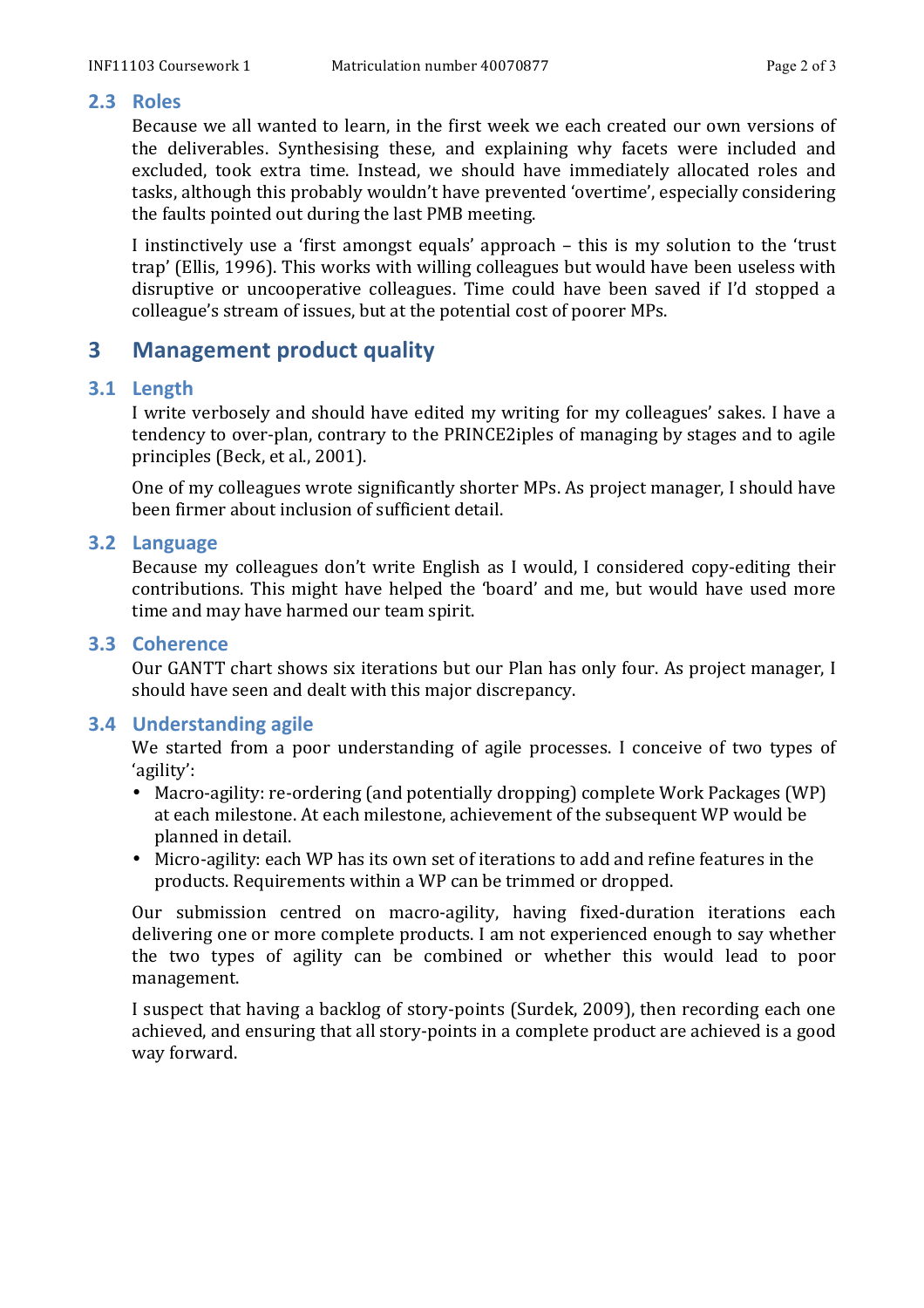### 2.3 Roles

Because we all wanted to learn, in the first week we each created our own versions of the deliverables. Synthesising these, and explaining why facets were included and excluded, took extra time. Instead, we should have immediately allocated roles and tasks, although this probably wouldn't have prevented 'overtime', especially considering the faults pointed out during the last PMB meeting.

I instinctively use a 'first amongst equals' approach – this is my solution to the 'trust trap' (Ellis, 1996). This works with willing colleagues but would have been useless with disruptive or uncooperative colleagues. Time could have been saved if I'd stopped a colleague's stream of issues, but at the potential cost of poorer MPs.

## 3 Management product quality

### 3.1 Length

I write verbosely and should have edited my writing for my colleagues' sakes. I have a tendency to over-plan, contrary to the PRINCE2iples of managing by stages and to agile principles (Beck, et al., 2001).

One of my colleagues wrote significantly shorter MPs. As project manager, I should have been firmer about inclusion of sufficient detail.

### 3.2 Language

Because my colleagues don't write English as I would, I considered copy-editing their contributions. This might have helped the 'board' and me, but would have used more time and may have harmed our team spirit.

### 3.3 Coherence

Our GANTT chart shows six iterations but our Plan has only four. As project manager, I should have seen and dealt with this major discrepancy.

### 3.4 Understanding agile

We started from a poor understanding of agile processes. I conceive of two types of 'agility':

- Macro-agility: re-ordering (and potentially dropping) complete Work Packages (WP) at each milestone. At each milestone, achievement of the subsequent WP would be planned in detail.
- Micro-agility: each WP has its own set of iterations to add and refine features in the products. Requirements within a WP can be trimmed or dropped.

Our submission centred on macro-agility, having fixed-duration iterations each delivering one or more complete products. I am not experienced enough to say whether the two types of agility can be combined or whether this would lead to poor management.

I suspect that having a backlog of story-points (Surdek, 2009), then recording each one achieved, and ensuring that all story-points in a complete product are achieved is a good way forward.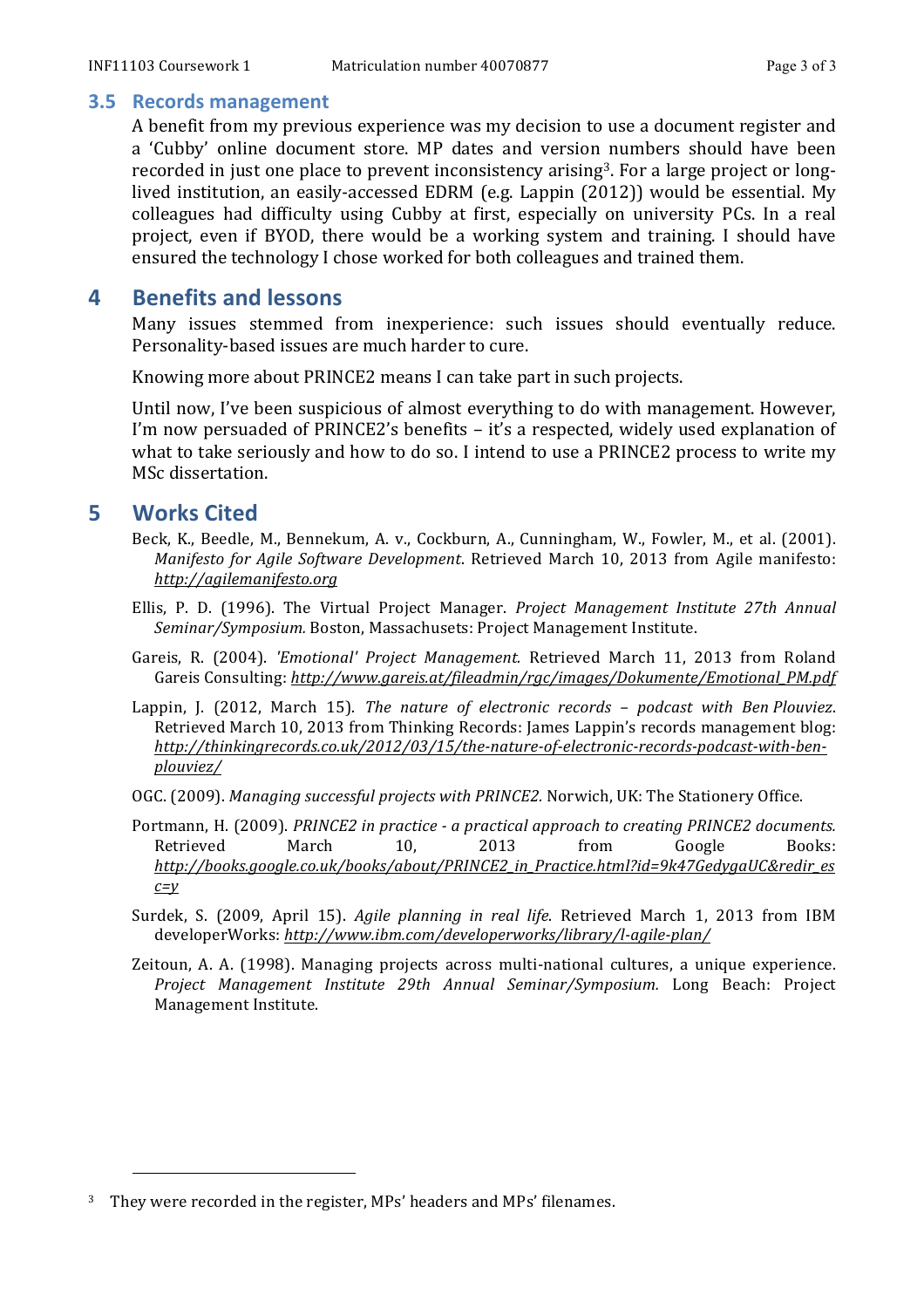### 3.5 Records management

A benefit from my previous experience was my decision to use a document register and a 'Cubby' online document store. MP dates and version numbers should have been recorded in just one place to prevent inconsistency arising[3]. For a large project or long-lived institution, an easily-accessed EDRM (e.g. Lappin (2012)) would be essential. My colleagues had difficulty using Cubby at first, especially on university PCs. In a real project, even if BYOD, there would be a working system and training. I should have ensured the technology I chose worked for both colleagues and trained them.

## 4 Benefits and lessons

Many issues stemmed from inexperience: such issues should eventually reduce. Personality-based issues are much harder to cure.

Knowing more about PRINCE2 means I can take part in such projects.

Until now, I've been suspicious of almost everything to do with management. However, I'm now persuaded of PRINCE2's benefits – it's a respected, widely used explanation of what to take seriously and how to do so. I intend to use a PRINCE2 process to write my MSc dissertation.

## 5 Works Cited

Beck, K., Beedle, M., Bennekum, A. v., Cockburn, A., Cunningham, W., Fowler, M., et al. (2001). *Manifesto for Agile Software Development*. Retrieved March 10, 2013 from Agile manifesto: *http://agilemanifesto.org*

Ellis, P. D. (1996). The Virtual Project Manager. *Project Management Institute 27th Annual Seminar/Symposium.* Boston, Massachusets: Project Management Institute.

Gareis, R. (2004). *'Emotional' Project Management.* Retrieved March 11, 2013 from Roland Gareis Consulting: *http://www.gareis.at/fileadmin/rgc/images/Dokumente/Emotional_PM.pdf*

Lappin, J. (2012, March 15). *The nature of electronic records – podcast with Ben Plouviez*. Retrieved March 10, 2013 from Thinking Records: James Lappin's records management blog: *http://thinkingrecords.co.uk/2012/03/15/the-nature-of-electronic-records-podcast-with-ben-plouviez/*

OGC. (2009). *Managing successful projects with PRINCE2.* Norwich, UK: The Stationery Office.

Portmann, H. (2009). *PRINCE2 in practice - a practical approach to creating PRINCE2 documents.* Retrieved March 10, 2013 from Google Books: *http://books.google.co.uk/books/about/PRINCE2_in_Practice.html?id=9k47GedygaUC&redir_esc=y*

Surdek, S. (2009, April 15). *Agile planning in real life*. Retrieved March 1, 2013 from IBM developerWorks: *http://www.ibm.com/developerworks/library/l-agile-plan/*

Zeitoun, A. A. (1998). Managing projects across multi-national cultures, a unique experience. *Project Management Institute 29th Annual Seminar/Symposium.* Long Beach: Project Management Institute.

---

[3] They were recorded in the register, MPs' headers and MPs' filenames.